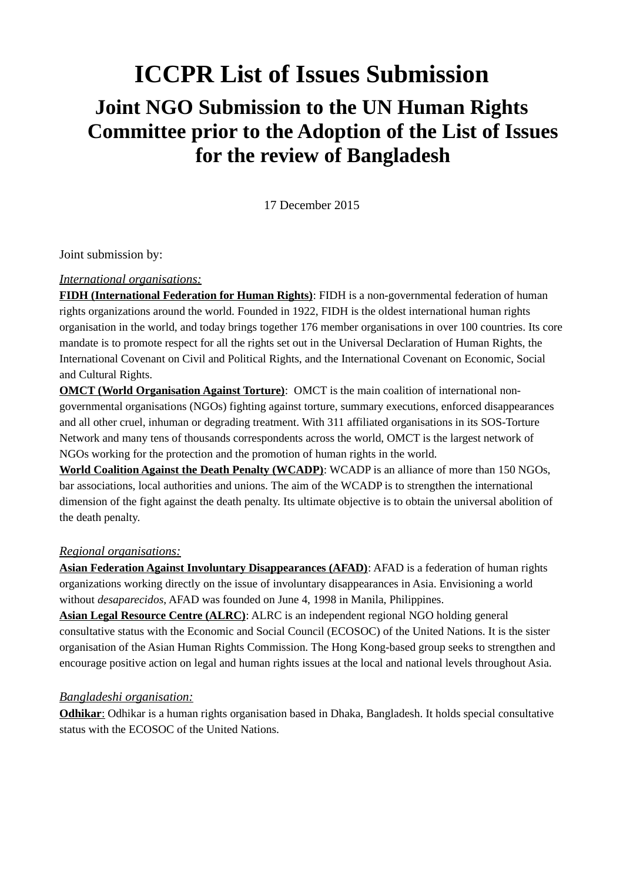# ICCPR List of Issues Submission

## Joint NGO Submission to the UN Human Rights Committee prior to the Adoption of the List of Issues for the review of Bangladesh

17 December 2015

Joint submission by:

*International organisations:*

**FIDH (International Federation for Human Rights)**: FIDH is a non-governmental federation of human rights organizations around the world. Founded in 1922, FIDH is the oldest international human rights organisation in the world, and today brings together 176 member organisations in over 100 countries. Its core mandate is to promote respect for all the rights set out in the Universal Declaration of Human Rights, the International Covenant on Civil and Political Rights, and the International Covenant on Economic, Social and Cultural Rights.

**OMCT (World Organisation Against Torture)**: OMCT is the main coalition of international non-governmental organisations (NGOs) fighting against torture, summary executions, enforced disappearances and all other cruel, inhuman or degrading treatment. With 311 affiliated organisations in its SOS-Torture Network and many tens of thousands correspondents across the world, OMCT is the largest network of NGOs working for the protection and the promotion of human rights in the world.

**World Coalition Against the Death Penalty (WCADP)**: WCADP is an alliance of more than 150 NGOs, bar associations, local authorities and unions. The aim of the WCADP is to strengthen the international dimension of the fight against the death penalty. Its ultimate objective is to obtain the universal abolition of the death penalty.

*Regional organisations:*

**Asian Federation Against Involuntary Disappearances (AFAD)**: AFAD is a federation of human rights organizations working directly on the issue of involuntary disappearances in Asia. Envisioning a world without *desaparecidos*, AFAD was founded on June 4, 1998 in Manila, Philippines.

**Asian Legal Resource Centre (ALRC)**: ALRC is an independent regional NGO holding general consultative status with the Economic and Social Council (ECOSOC) of the United Nations. It is the sister organisation of the Asian Human Rights Commission. The Hong Kong-based group seeks to strengthen and encourage positive action on legal and human rights issues at the local and national levels throughout Asia.

*Bangladeshi organisation:*

**Odhikar**: Odhikar is a human rights organisation based in Dhaka, Bangladesh. It holds special consultative status with the ECOSOC of the United Nations.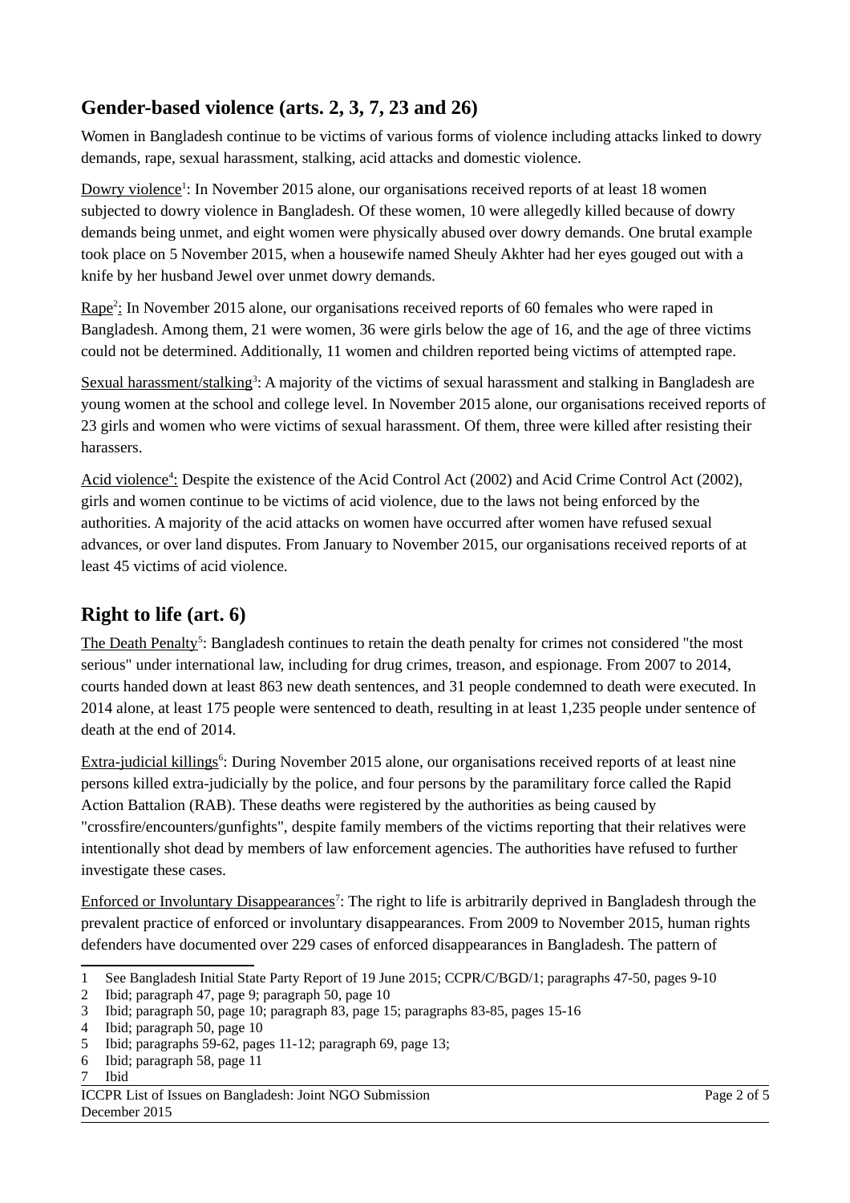## Gender-based violence (arts. 2, 3, 7, 23 and 26)

Women in Bangladesh continue to be victims of various forms of violence including attacks linked to dowry demands, rape, sexual harassment, stalking, acid attacks and domestic violence.

Dowry violence[1]: In November 2015 alone, our organisations received reports of at least 18 women subjected to dowry violence in Bangladesh. Of these women, 10 were allegedly killed because of dowry demands being unmet, and eight women were physically abused over dowry demands. One brutal example took place on 5 November 2015, when a housewife named Sheuly Akhter had her eyes gouged out with a knife by her husband Jewel over unmet dowry demands.

Rape[2]: In November 2015 alone, our organisations received reports of 60 females who were raped in Bangladesh. Among them, 21 were women, 36 were girls below the age of 16, and the age of three victims could not be determined. Additionally, 11 women and children reported being victims of attempted rape.

Sexual harassment/stalking[3]: A majority of the victims of sexual harassment and stalking in Bangladesh are young women at the school and college level. In November 2015 alone, our organisations received reports of 23 girls and women who were victims of sexual harassment. Of them, three were killed after resisting their harassers.

Acid violence[4]: Despite the existence of the Acid Control Act (2002) and Acid Crime Control Act (2002), girls and women continue to be victims of acid violence, due to the laws not being enforced by the authorities. A majority of the acid attacks on women have occurred after women have refused sexual advances, or over land disputes. From January to November 2015, our organisations received reports of at least 45 victims of acid violence.

## Right to life (art. 6)

The Death Penalty[5]: Bangladesh continues to retain the death penalty for crimes not considered "the most serious" under international law, including for drug crimes, treason, and espionage. From 2007 to 2014, courts handed down at least 863 new death sentences, and 31 people condemned to death were executed. In 2014 alone, at least 175 people were sentenced to death, resulting in at least 1,235 people under sentence of death at the end of 2014.

Extra-judicial killings[6]: During November 2015 alone, our organisations received reports of at least nine persons killed extra-judicially by the police, and four persons by the paramilitary force called the Rapid Action Battalion (RAB). These deaths were registered by the authorities as being caused by "crossfire/encounters/gunfights", despite family members of the victims reporting that their relatives were intentionally shot dead by members of law enforcement agencies. The authorities have refused to further investigate these cases.

Enforced or Involuntary Disappearances[7]: The right to life is arbitrarily deprived in Bangladesh through the prevalent practice of enforced or involuntary disappearances. From 2009 to November 2015, human rights defenders have documented over 229 cases of enforced disappearances in Bangladesh. The pattern of

---

1 See Bangladesh Initial State Party Report of 19 June 2015; CCPR/C/BGD/1; paragraphs 47-50, pages 9-10
2 Ibid; paragraph 47, page 9; paragraph 50, page 10
3 Ibid; paragraph 50, page 10; paragraph 83, page 15; paragraphs 83-85, pages 15-16
4 Ibid; paragraph 50, page 10
5 Ibid; paragraphs 59-62, pages 11-12; paragraph 69, page 13;
6 Ibid; paragraph 58, page 11
7 Ibid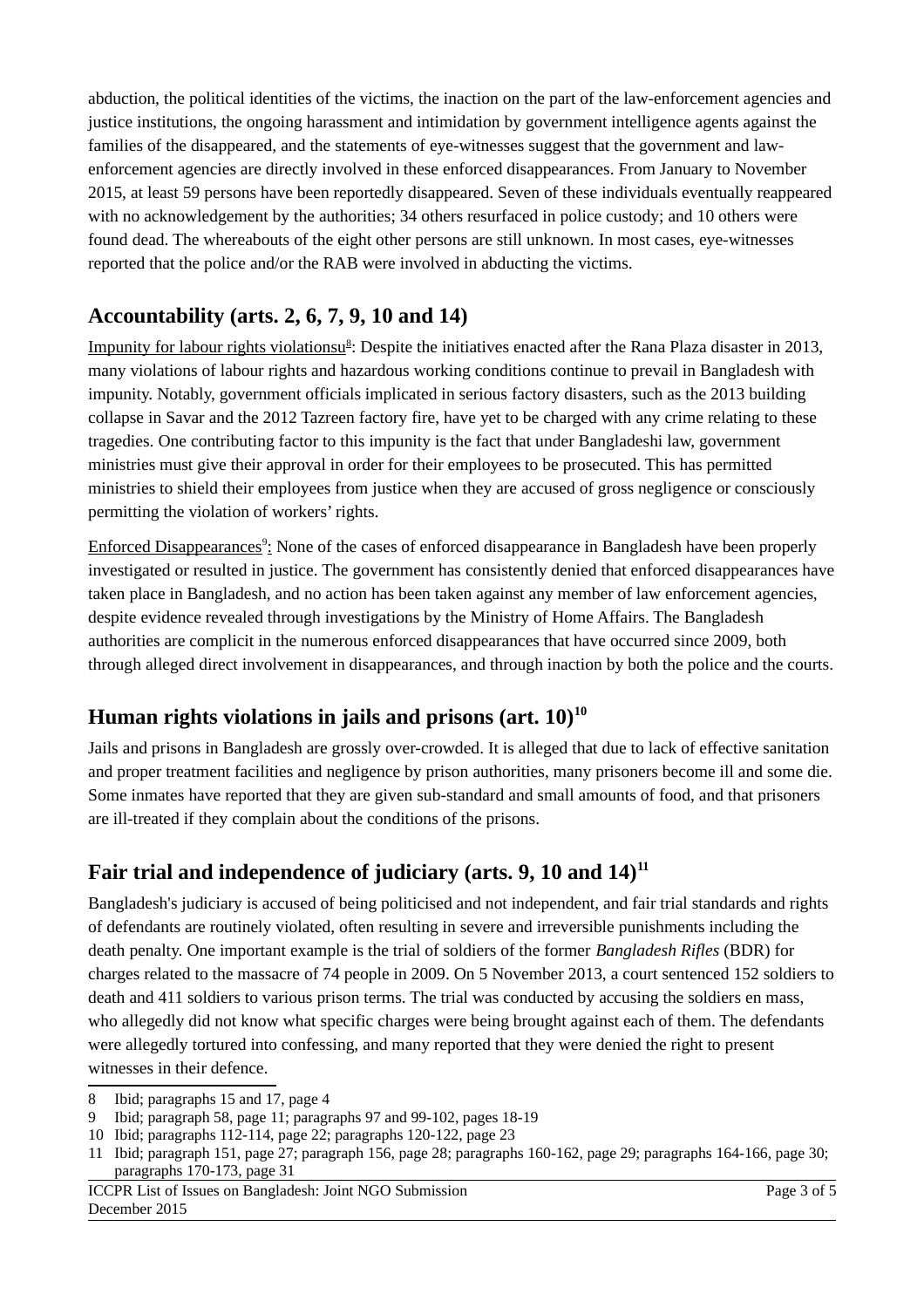abduction, the political identities of the victims, the inaction on the part of the law-enforcement agencies and justice institutions, the ongoing harassment and intimidation by government intelligence agents against the families of the disappeared, and the statements of eye-witnesses suggest that the government and law-enforcement agencies are directly involved in these enforced disappearances. From January to November 2015, at least 59 persons have been reportedly disappeared. Seven of these individuals eventually reappeared with no acknowledgement by the authorities; 34 others resurfaced in police custody; and 10 others were found dead. The whereabouts of the eight other persons are still unknown. In most cases, eye-witnesses reported that the police and/or the RAB were involved in abducting the victims.

## Accountability (arts. 2, 6, 7, 9, 10 and 14)

Impunity for labour rights violationsu[8]: Despite the initiatives enacted after the Rana Plaza disaster in 2013, many violations of labour rights and hazardous working conditions continue to prevail in Bangladesh with impunity. Notably, government officials implicated in serious factory disasters, such as the 2013 building collapse in Savar and the 2012 Tazreen factory fire, have yet to be charged with any crime relating to these tragedies. One contributing factor to this impunity is the fact that under Bangladeshi law, government ministries must give their approval in order for their employees to be prosecuted. This has permitted ministries to shield their employees from justice when they are accused of gross negligence or consciously permitting the violation of workers' rights.

Enforced Disappearances[9]: None of the cases of enforced disappearance in Bangladesh have been properly investigated or resulted in justice. The government has consistently denied that enforced disappearances have taken place in Bangladesh, and no action has been taken against any member of law enforcement agencies, despite evidence revealed through investigations by the Ministry of Home Affairs. The Bangladesh authorities are complicit in the numerous enforced disappearances that have occurred since 2009, both through alleged direct involvement in disappearances, and through inaction by both the police and the courts.

## Human rights violations in jails and prisons (art. 10)[10]

Jails and prisons in Bangladesh are grossly over-crowded. It is alleged that due to lack of effective sanitation and proper treatment facilities and negligence by prison authorities, many prisoners become ill and some die. Some inmates have reported that they are given sub-standard and small amounts of food, and that prisoners are ill-treated if they complain about the conditions of the prisons.

## Fair trial and independence of judiciary (arts. 9, 10 and 14)[11]

Bangladesh's judiciary is accused of being politicised and not independent, and fair trial standards and rights of defendants are routinely violated, often resulting in severe and irreversible punishments including the death penalty. One important example is the trial of soldiers of the former *Bangladesh Rifles* (BDR) for charges related to the massacre of 74 people in 2009. On 5 November 2013, a court sentenced 152 soldiers to death and 411 soldiers to various prison terms. The trial was conducted by accusing the soldiers en mass, who allegedly did not know what specific charges were being brought against each of them. The defendants were allegedly tortured into confessing, and many reported that they were denied the right to present witnesses in their defence.

---

8 Ibid; paragraphs 15 and 17, page 4

9 Ibid; paragraph 58, page 11; paragraphs 97 and 99-102, pages 18-19

10 Ibid; paragraphs 112-114, page 22; paragraphs 120-122, page 23

11 Ibid; paragraph 151, page 27; paragraph 156, page 28; paragraphs 160-162, page 29; paragraphs 164-166, page 30; paragraphs 170-173, page 31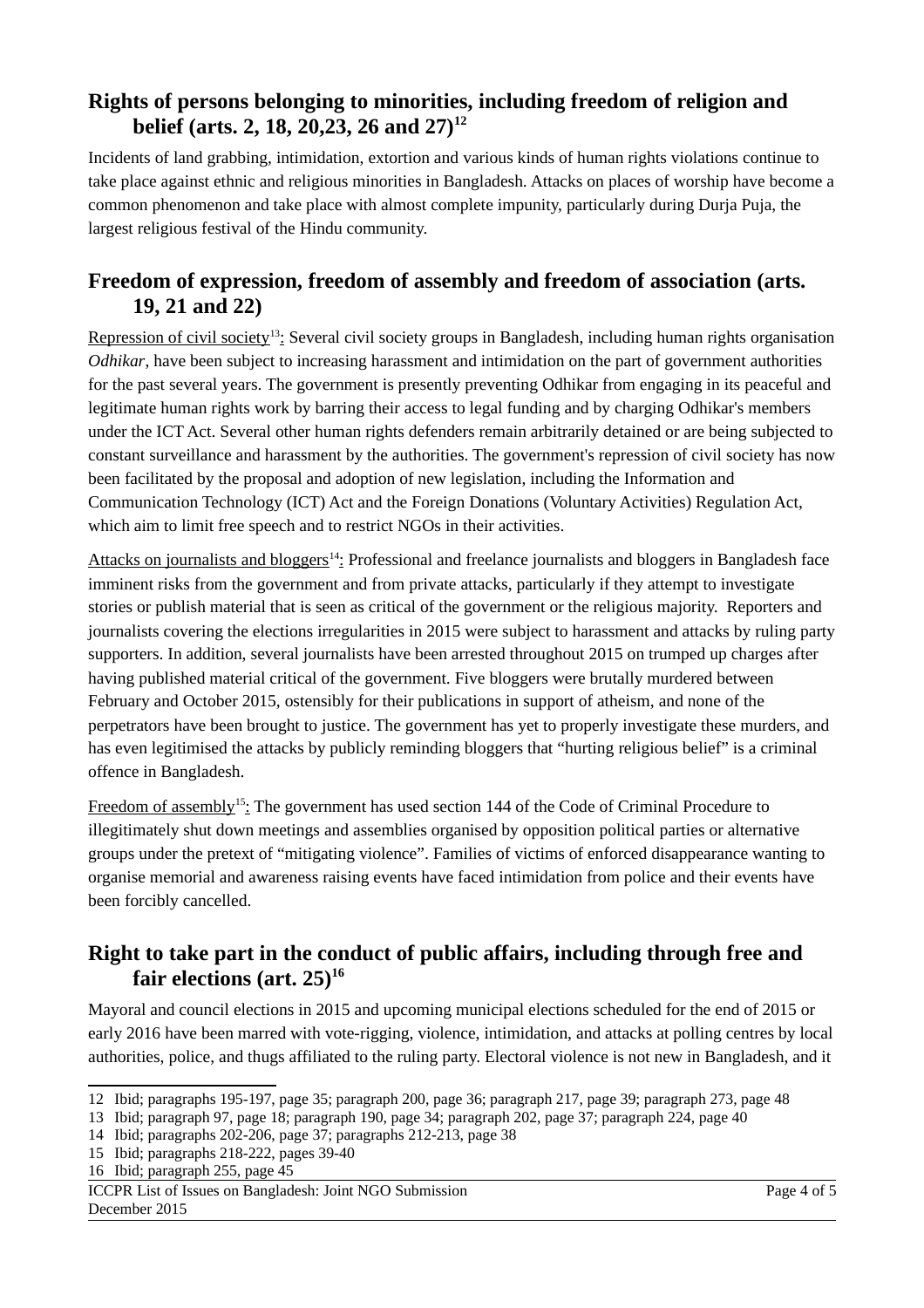## Rights of persons belonging to minorities, including freedom of religion and belief (arts. 2, 18, 20,23, 26 and 27)[12]

Incidents of land grabbing, intimidation, extortion and various kinds of human rights violations continue to take place against ethnic and religious minorities in Bangladesh. Attacks on places of worship have become a common phenomenon and take place with almost complete impunity, particularly during Durja Puja, the largest religious festival of the Hindu community.

## Freedom of expression, freedom of assembly and freedom of association (arts. 19, 21 and 22)

Repression of civil society[13]: Several civil society groups in Bangladesh, including human rights organisation *Odhikar*, have been subject to increasing harassment and intimidation on the part of government authorities for the past several years. The government is presently preventing Odhikar from engaging in its peaceful and legitimate human rights work by barring their access to legal funding and by charging Odhikar's members under the ICT Act. Several other human rights defenders remain arbitrarily detained or are being subjected to constant surveillance and harassment by the authorities. The government's repression of civil society has now been facilitated by the proposal and adoption of new legislation, including the Information and Communication Technology (ICT) Act and the Foreign Donations (Voluntary Activities) Regulation Act, which aim to limit free speech and to restrict NGOs in their activities.

Attacks on journalists and bloggers[14]: Professional and freelance journalists and bloggers in Bangladesh face imminent risks from the government and from private attacks, particularly if they attempt to investigate stories or publish material that is seen as critical of the government or the religious majority. Reporters and journalists covering the elections irregularities in 2015 were subject to harassment and attacks by ruling party supporters. In addition, several journalists have been arrested throughout 2015 on trumped up charges after having published material critical of the government. Five bloggers were brutally murdered between February and October 2015, ostensibly for their publications in support of atheism, and none of the perpetrators have been brought to justice. The government has yet to properly investigate these murders, and has even legitimised the attacks by publicly reminding bloggers that "hurting religious belief" is a criminal offence in Bangladesh.

Freedom of assembly[15]: The government has used section 144 of the Code of Criminal Procedure to illegitimately shut down meetings and assemblies organised by opposition political parties or alternative groups under the pretext of "mitigating violence". Families of victims of enforced disappearance wanting to organise memorial and awareness raising events have faced intimidation from police and their events have been forcibly cancelled.

## Right to take part in the conduct of public affairs, including through free and fair elections (art. 25)[16]

Mayoral and council elections in 2015 and upcoming municipal elections scheduled for the end of 2015 or early 2016 have been marred with vote-rigging, violence, intimidation, and attacks at polling centres by local authorities, police, and thugs affiliated to the ruling party. Electoral violence is not new in Bangladesh, and it

---

12 Ibid; paragraphs 195-197, page 35; paragraph 200, page 36; paragraph 217, page 39; paragraph 273, page 48

13 Ibid; paragraph 97, page 18; paragraph 190, page 34; paragraph 202, page 37; paragraph 224, page 40

14 Ibid; paragraphs 202-206, page 37; paragraphs 212-213, page 38

15 Ibid; paragraphs 218-222, pages 39-40

16 Ibid; paragraph 255, page 45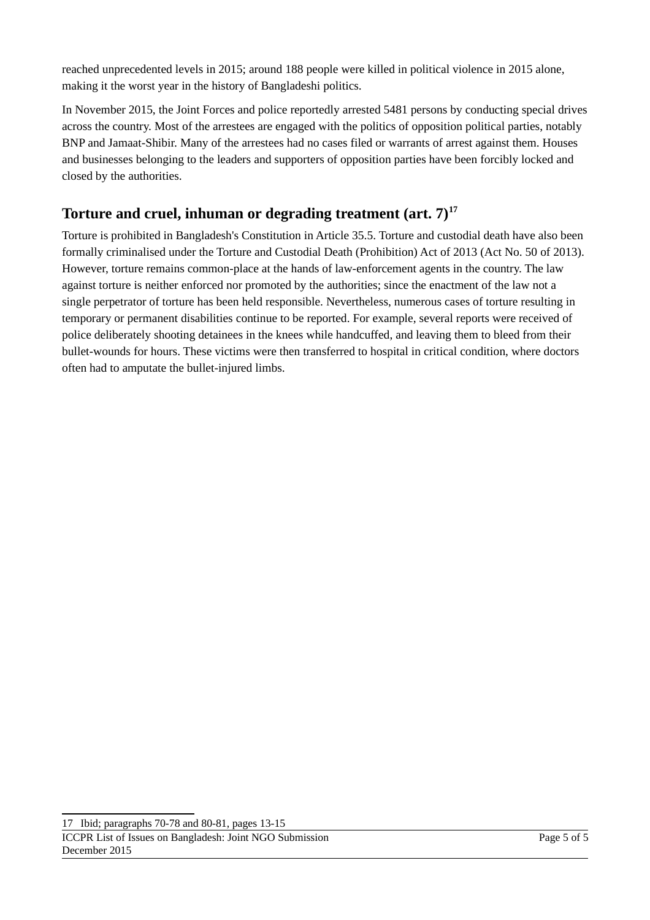reached unprecedented levels in 2015; around 188 people were killed in political violence in 2015 alone, making it the worst year in the history of Bangladeshi politics.

In November 2015, the Joint Forces and police reportedly arrested 5481 persons by conducting special drives across the country. Most of the arrestees are engaged with the politics of opposition political parties, notably BNP and Jamaat-Shibir. Many of the arrestees had no cases filed or warrants of arrest against them. Houses and businesses belonging to the leaders and supporters of opposition parties have been forcibly locked and closed by the authorities.

## Torture and cruel, inhuman or degrading treatment (art. 7)[17]

Torture is prohibited in Bangladesh's Constitution in Article 35.5. Torture and custodial death have also been formally criminalised under the Torture and Custodial Death (Prohibition) Act of 2013 (Act No. 50 of 2013). However, torture remains common-place at the hands of law-enforcement agents in the country. The law against torture is neither enforced nor promoted by the authorities; since the enactment of the law not a single perpetrator of torture has been held responsible. Nevertheless, numerous cases of torture resulting in temporary or permanent disabilities continue to be reported. For example, several reports were received of police deliberately shooting detainees in the knees while handcuffed, and leaving them to bleed from their bullet-wounds for hours. These victims were then transferred to hospital in critical condition, where doctors often had to amputate the bullet-injured limbs.

---

17 Ibid; paragraphs 70-78 and 80-81, pages 13-15